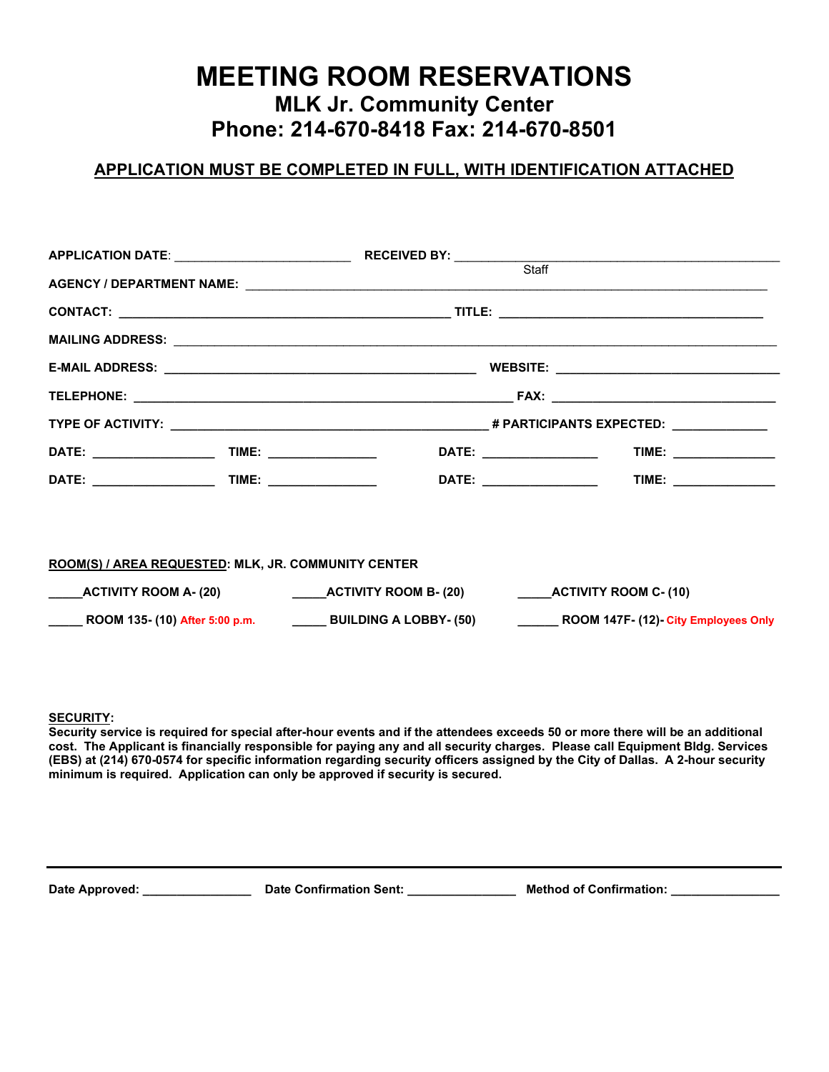# MEETING ROOM RESERVATIONS

## MLK Jr. Community Center

## Phone: 214-670-8418 Fax: 214-670-8501

**APPLICATION MUST BE COMPLETED IN FULL, WITH IDENTIFICATION ATTACHED**

**APPLICATION DATE**: _________________________ **RECEIVED BY:** ______________________________________________
Staff

**AGENCY / DEPARTMENT NAME:** ___________________________________________________________________________

**CONTACT:** ______________________________________________ **TITLE:** _____________________________________

**MAILING ADDRESS:** _____________________________________________________________________________________

**E-MAIL ADDRESS:** ____________________________________________ **WEBSITE:** _______________________________

**TELEPHONE:** ____________________________________________________ **FAX:** _______________________________

**TYPE OF ACTIVITY:** ___________________________________________ **# PARTICIPANTS EXPECTED:** _____________

**DATE:** _________________ **TIME:** _______________ **DATE:** ________________ **TIME:** ______________

**DATE:** _________________ **TIME:** _______________ **DATE:** ________________ **TIME:** ______________

**ROOM(S) / AREA REQUESTED: MLK, JR. COMMUNITY CENTER**

_____**ACTIVITY ROOM A- (20)** _____**ACTIVITY ROOM B- (20)** _____**ACTIVITY ROOM C- (10)**

_____ **ROOM 135- (10)** After 5:00 p.m. _____ **BUILDING A LOBBY- (50)** ______ **ROOM 147F- (12)-** City Employees Only

**SECURITY:**

**Security service is required for special after-hour events and if the attendees exceeds 50 or more there will be an additional cost. The Applicant is financially responsible for paying any and all security charges. Please call Equipment Bldg. Services (EBS) at (214) 670-0574 for specific information regarding security officers assigned by the City of Dallas. A 2-hour security minimum is required. Application can only be approved if security is secured.**

---

**Date Approved:** _______________ **Date Confirmation Sent:** _______________ **Method of Confirmation:** _______________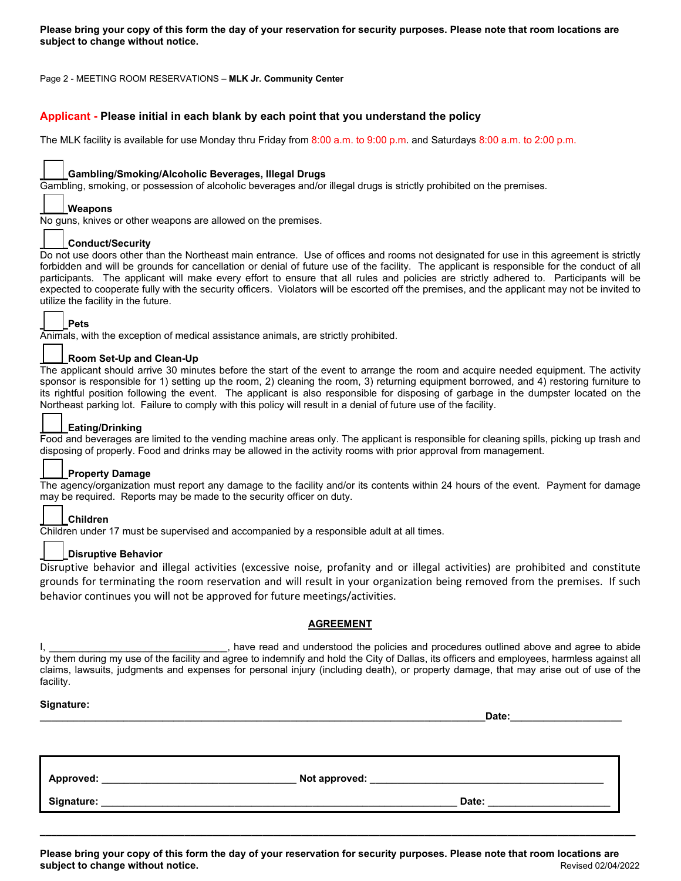**Please bring your copy of this form the day of your reservation for security purposes. Please note that room locations are subject to change without notice.**

Page 2 - MEETING ROOM RESERVATIONS – **MLK Jr. Community Center**

## Applicant - Please initial in each blank by each point that you understand the policy

The MLK facility is available for use Monday thru Friday from 8:00 a.m. to 9:00 p.m. and Saturdays 8:00 a.m. to 2:00 p.m.

____ **Gambling/Smoking/Alcoholic Beverages, Illegal Drugs**
Gambling, smoking, or possession of alcoholic beverages and/or illegal drugs is strictly prohibited on the premises.

____ **Weapons**
No guns, knives or other weapons are allowed on the premises.

____ **Conduct/Security**
Do not use doors other than the Northeast main entrance. Use of offices and rooms not designated for use in this agreement is strictly forbidden and will be grounds for cancellation or denial of future use of the facility. The applicant is responsible for the conduct of all participants. The applicant will make every effort to ensure that all rules and policies are strictly adhered to. Participants will be expected to cooperate fully with the security officers. Violators will be escorted off the premises, and the applicant may not be invited to utilize the facility in the future.

____ **Pets**
Animals, with the exception of medical assistance animals, are strictly prohibited.

____ **Room Set-Up and Clean-Up**
The applicant should arrive 30 minutes before the start of the event to arrange the room and acquire needed equipment. The activity sponsor is responsible for 1) setting up the room, 2) cleaning the room, 3) returning equipment borrowed, and 4) restoring furniture to its rightful position following the event. The applicant is also responsible for disposing of garbage in the dumpster located on the Northeast parking lot. Failure to comply with this policy will result in a denial of future use of the facility.

____ **Eating/Drinking**
Food and beverages are limited to the vending machine areas only. The applicant is responsible for cleaning spills, picking up trash and disposing of properly. Food and drinks may be allowed in the activity rooms with prior approval from management.

____ **Property Damage**
The agency/organization must report any damage to the facility and/or its contents within 24 hours of the event. Payment for damage may be required. Reports may be made to the security officer on duty.

____ **Children**
Children under 17 must be supervised and accompanied by a responsible adult at all times.

____ **Disruptive Behavior**
Disruptive behavior and illegal activities (excessive noise, profanity and or illegal activities) are prohibited and constitute grounds for terminating the room reservation and will result in your organization being removed from the premises. If such behavior continues you will not be approved for future meetings/activities.

## AGREEMENT

I, ________________________________, have read and understood the policies and procedures outlined above and agree to abide by them during my use of the facility and agree to indemnify and hold the City of Dallas, its officers and employees, harmless against all claims, lawsuits, judgments and expenses for personal injury (including death), or property damage, that may arise out of use of the facility.

**Signature:**
______________________________________________________________________________ **Date:** ____________________

**Approved:** __________________________________ **Not approved:** ___________________________________________

**Signature:** ______________________________________________________________ **Date:** ______________________

**Please bring your copy of this form the day of your reservation for security purposes. Please note that room locations are subject to change without notice.**

Revised 02/04/2022